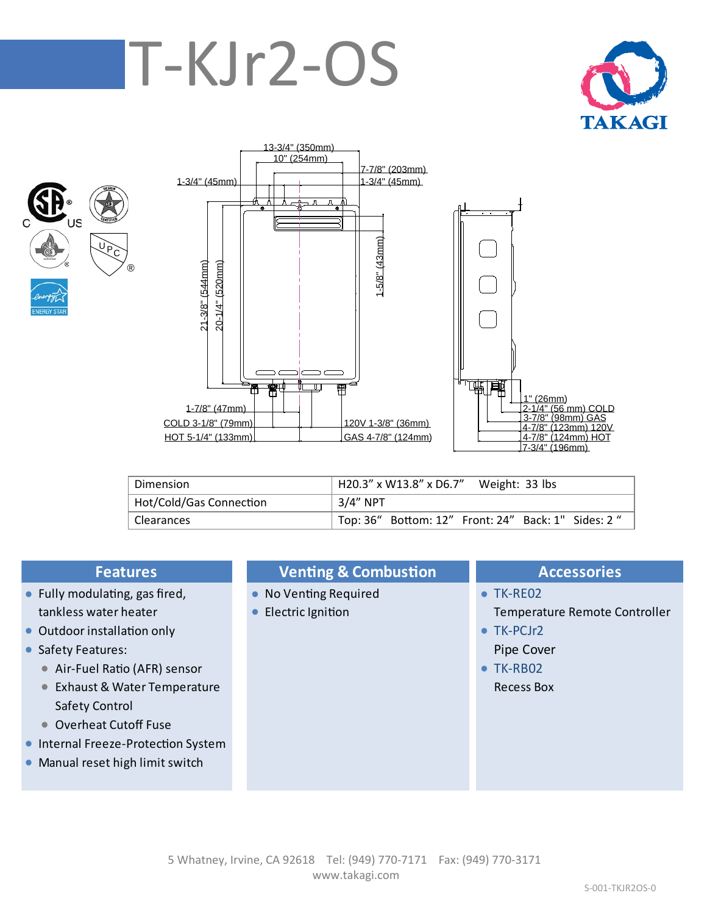# T-KJr2-OS

TAKAGI

13-3/4" (350mm)
10" (254mm)
7-7/8" (203mm)
1-3/4" (45mm)
1-3/4" (45mm)
21-3/8" (544mm)
20-1/4" (520mm)
1-5/8" (43mm)
1-7/8" (47mm)
COLD 3-1/8" (79mm)
HOT 5-1/4" (133mm)
120V 1-3/8" (36mm)
GAS 4-7/8" (124mm)
1" (26mm)
2-1/4" (56 mm) COLD
3-7/8" (98mm) GAS
4-7/8" (123mm) 120V
4-7/8" (124mm) HOT
7-3/4" (196mm)

| Dimension | H20.3" x W13.8" x D6.7"   Weight: 33 lbs |
|---|---|
| Hot/Cold/Gas Connection | 3/4" NPT |
| Clearances | Top: 36"   Bottom: 12"   Front: 24"   Back: 1"   Sides: 2 " |

## Features

- Fully modulating, gas fired, tankless water heater
- Outdoor installation only
- Safety Features:
  - Air-Fuel Ratio (AFR) sensor
  - Exhaust & Water Temperature Safety Control
  - Overheat Cutoff Fuse
- Internal Freeze-Protection System
- Manual reset high limit switch

## Venting & Combustion

- No Venting Required
- Electric Ignition

## Accessories

- TK-RE02
  Temperature Remote Controller
- TK-PCJr2
  Pipe Cover
- TK-RB02
  Recess Box

5 Whatney, Irvine, CA 92618   Tel: (949) 770-7171   Fax: (949) 770-3171
www.takagi.com

S-001-TKJR2OS-0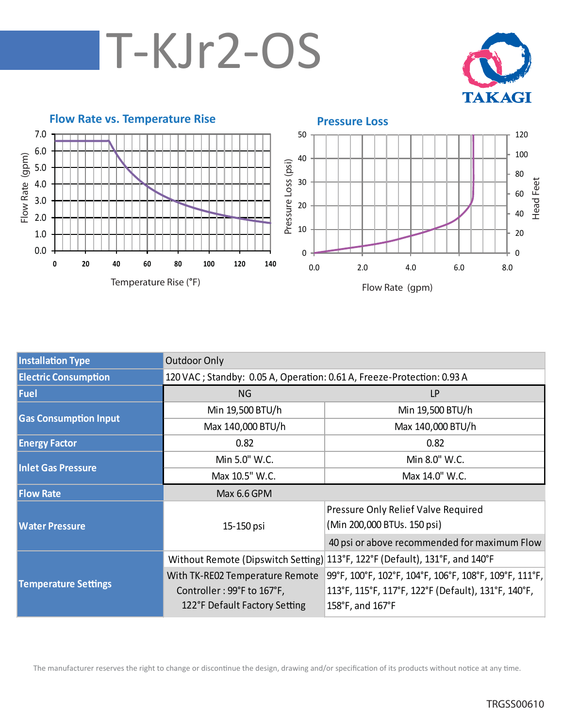# T-KJr2-OS

TAKAGI

## Flow Rate vs. Temperature Rise

Flow Rate (gpm)

7.0
6.0
5.0
4.0
3.0
2.0
1.0
0.0

0 20 40 60 80 100 120 140

Temperature Rise (°F)

## Pressure Loss

Pressure Loss (psi)

50
40
30
20
10
0

Head Feet

120
100
80
60
40
20
0

0.0 2.0 4.0 6.0 8.0

Flow Rate (gpm)

| | | |
|---|---|---|
| **Installation Type** | Outdoor Only | |
| **Electric Consumption** | 120 VAC ; Standby: 0.05 A, Operation: 0.61 A, Freeze-Protection: 0.93 A | |
| **Fuel** | NG | LP |
| **Gas Consumption Input** | Min 19,500 BTU/h | Min 19,500 BTU/h |
| | Max 140,000 BTU/h | Max 140,000 BTU/h |
| **Energy Factor** | 0.82 | 0.82 |
| **Inlet Gas Pressure** | Min 5.0" W.C. | Min 8.0" W.C. |
| | Max 10.5" W.C. | Max 14.0" W.C. |
| **Flow Rate** | Max 6.6 GPM | |
| **Water Pressure** | 15-150 psi | Pressure Only Relief Valve Required (Min 200,000 BTUs. 150 psi) |
| | | 40 psi or above recommended for maximum Flow |
| **Temperature Settings** | Without Remote (Dipswitch Setting) | 113°F, 122°F (Default), 131°F, and 140°F |
| | With TK-RE02 Temperature Remote Controller : 99°F to 167°F, 122°F Default Factory Setting | 99°F, 100°F, 102°F, 104°F, 106°F, 108°F, 109°F, 111°F, 113°F, 115°F, 117°F, 122°F (Default), 131°F, 140°F, 158°F, and 167°F |

The manufacturer reserves the right to change or discontinue the design, drawing and/or specification of its products without notice at any time.

TRGSS00610